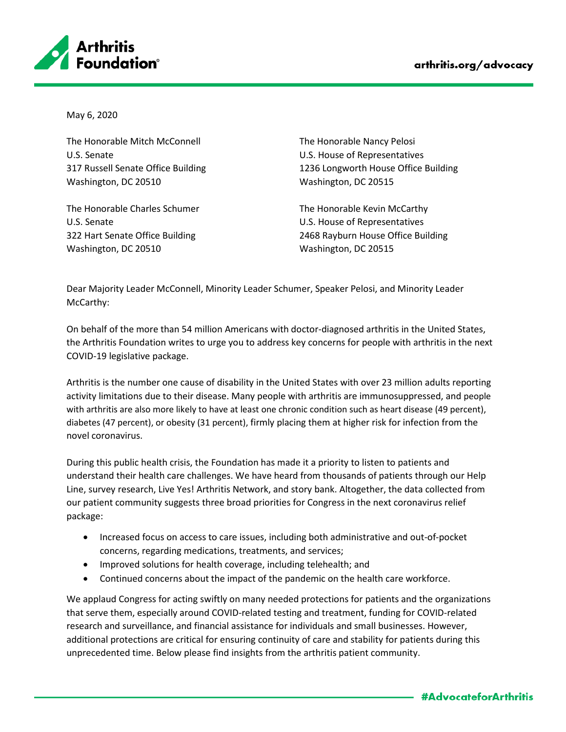Arthritis Foundation

arthritis.org/advocacy

May 6, 2020

The Honorable Mitch McConnell
U.S. Senate
317 Russell Senate Office Building
Washington, DC 20510

The Honorable Charles Schumer
U.S. Senate
322 Hart Senate Office Building
Washington, DC 20510

The Honorable Nancy Pelosi
U.S. House of Representatives
1236 Longworth House Office Building
Washington, DC 20515

The Honorable Kevin McCarthy
U.S. House of Representatives
2468 Rayburn House Office Building
Washington, DC 20515

Dear Majority Leader McConnell, Minority Leader Schumer, Speaker Pelosi, and Minority Leader McCarthy:

On behalf of the more than 54 million Americans with doctor-diagnosed arthritis in the United States, the Arthritis Foundation writes to urge you to address key concerns for people with arthritis in the next COVID-19 legislative package.

Arthritis is the number one cause of disability in the United States with over 23 million adults reporting activity limitations due to their disease. Many people with arthritis are immunosuppressed, and people with arthritis are also more likely to have at least one chronic condition such as heart disease (49 percent), diabetes (47 percent), or obesity (31 percent), firmly placing them at higher risk for infection from the novel coronavirus.

During this public health crisis, the Foundation has made it a priority to listen to patients and understand their health care challenges. We have heard from thousands of patients through our Help Line, survey research, Live Yes! Arthritis Network, and story bank. Altogether, the data collected from our patient community suggests three broad priorities for Congress in the next coronavirus relief package:

- Increased focus on access to care issues, including both administrative and out-of-pocket concerns, regarding medications, treatments, and services;
- Improved solutions for health coverage, including telehealth; and
- Continued concerns about the impact of the pandemic on the health care workforce.

We applaud Congress for acting swiftly on many needed protections for patients and the organizations that serve them, especially around COVID-related testing and treatment, funding for COVID-related research and surveillance, and financial assistance for individuals and small businesses. However, additional protections are critical for ensuring continuity of care and stability for patients during this unprecedented time. Below please find insights from the arthritis patient community.

#AdvocateforArthritis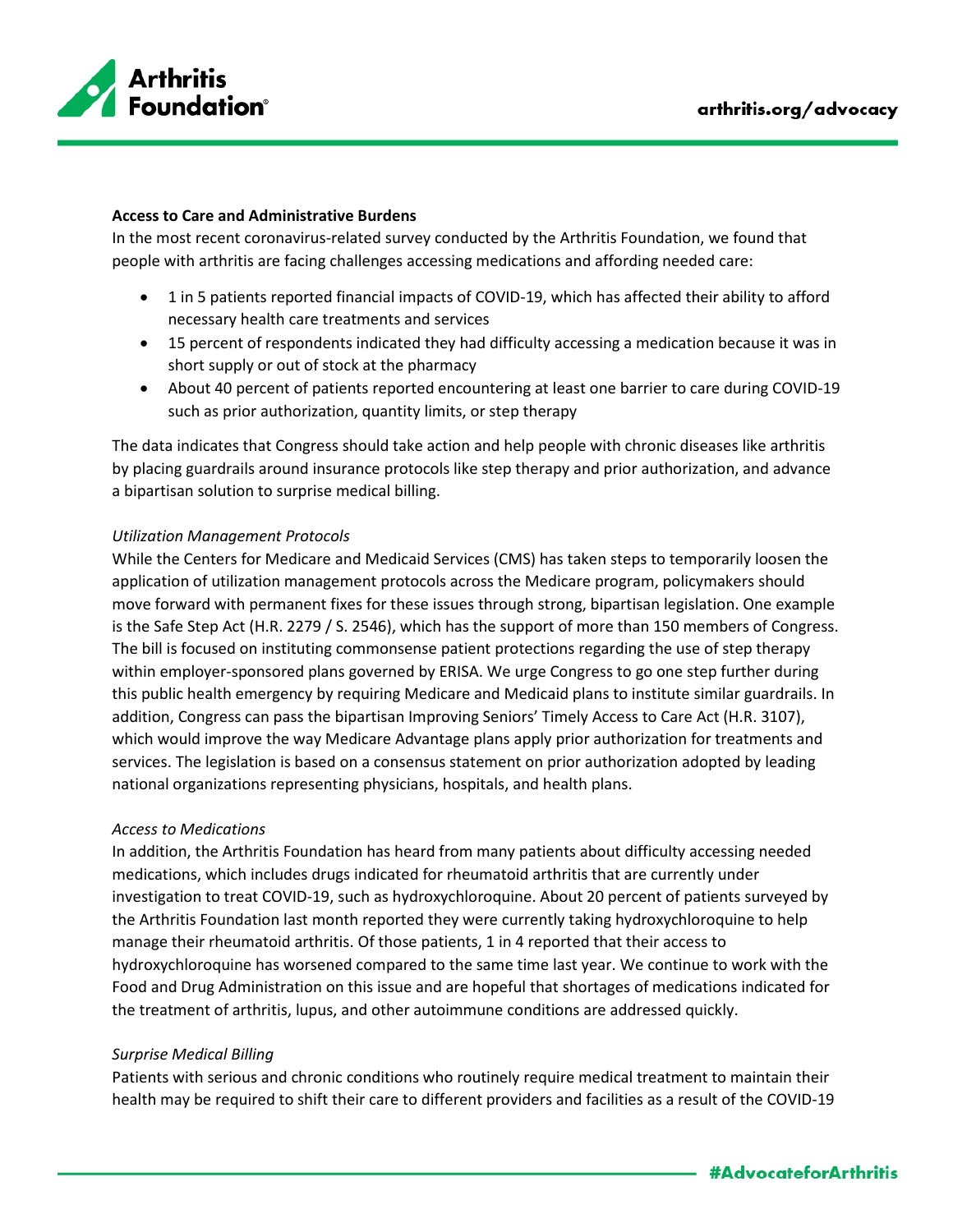**Access to Care and Administrative Burdens**

In the most recent coronavirus-related survey conducted by the Arthritis Foundation, we found that people with arthritis are facing challenges accessing medications and affording needed care:

- 1 in 5 patients reported financial impacts of COVID-19, which has affected their ability to afford necessary health care treatments and services
- 15 percent of respondents indicated they had difficulty accessing a medication because it was in short supply or out of stock at the pharmacy
- About 40 percent of patients reported encountering at least one barrier to care during COVID-19 such as prior authorization, quantity limits, or step therapy

The data indicates that Congress should take action and help people with chronic diseases like arthritis by placing guardrails around insurance protocols like step therapy and prior authorization, and advance a bipartisan solution to surprise medical billing.

*Utilization Management Protocols*

While the Centers for Medicare and Medicaid Services (CMS) has taken steps to temporarily loosen the application of utilization management protocols across the Medicare program, policymakers should move forward with permanent fixes for these issues through strong, bipartisan legislation. One example is the Safe Step Act (H.R. 2279 / S. 2546), which has the support of more than 150 members of Congress. The bill is focused on instituting commonsense patient protections regarding the use of step therapy within employer-sponsored plans governed by ERISA. We urge Congress to go one step further during this public health emergency by requiring Medicare and Medicaid plans to institute similar guardrails. In addition, Congress can pass the bipartisan Improving Seniors' Timely Access to Care Act (H.R. 3107), which would improve the way Medicare Advantage plans apply prior authorization for treatments and services. The legislation is based on a consensus statement on prior authorization adopted by leading national organizations representing physicians, hospitals, and health plans.

*Access to Medications*

In addition, the Arthritis Foundation has heard from many patients about difficulty accessing needed medications, which includes drugs indicated for rheumatoid arthritis that are currently under investigation to treat COVID-19, such as hydroxychloroquine. About 20 percent of patients surveyed by the Arthritis Foundation last month reported they were currently taking hydroxychloroquine to help manage their rheumatoid arthritis. Of those patients, 1 in 4 reported that their access to hydroxychloroquine has worsened compared to the same time last year. We continue to work with the Food and Drug Administration on this issue and are hopeful that shortages of medications indicated for the treatment of arthritis, lupus, and other autoimmune conditions are addressed quickly.

*Surprise Medical Billing*

Patients with serious and chronic conditions who routinely require medical treatment to maintain their health may be required to shift their care to different providers and facilities as a result of the COVID-19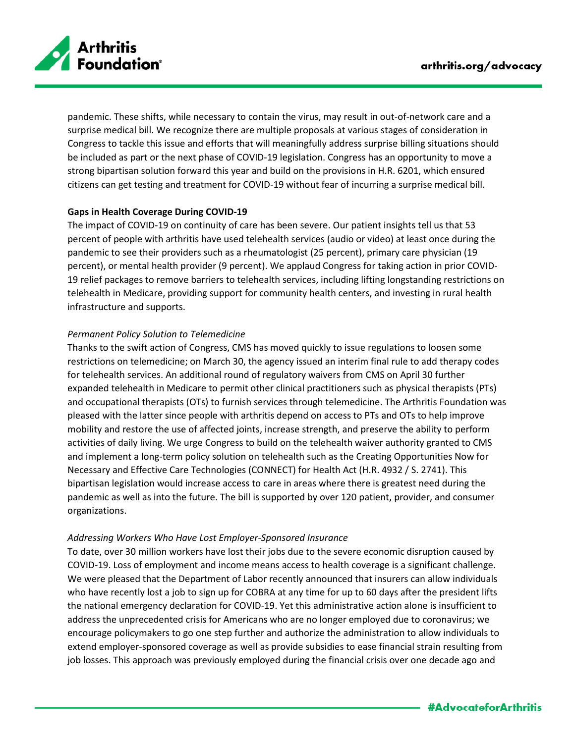pandemic. These shifts, while necessary to contain the virus, may result in out-of-network care and a surprise medical bill. We recognize there are multiple proposals at various stages of consideration in Congress to tackle this issue and efforts that will meaningfully address surprise billing situations should be included as part or the next phase of COVID-19 legislation. Congress has an opportunity to move a strong bipartisan solution forward this year and build on the provisions in H.R. 6201, which ensured citizens can get testing and treatment for COVID-19 without fear of incurring a surprise medical bill.

**Gaps in Health Coverage During COVID-19**

The impact of COVID-19 on continuity of care has been severe. Our patient insights tell us that 53 percent of people with arthritis have used telehealth services (audio or video) at least once during the pandemic to see their providers such as a rheumatologist (25 percent), primary care physician (19 percent), or mental health provider (9 percent). We applaud Congress for taking action in prior COVID-19 relief packages to remove barriers to telehealth services, including lifting longstanding restrictions on telehealth in Medicare, providing support for community health centers, and investing in rural health infrastructure and supports.

*Permanent Policy Solution to Telemedicine*

Thanks to the swift action of Congress, CMS has moved quickly to issue regulations to loosen some restrictions on telemedicine; on March 30, the agency issued an interim final rule to add therapy codes for telehealth services. An additional round of regulatory waivers from CMS on April 30 further expanded telehealth in Medicare to permit other clinical practitioners such as physical therapists (PTs) and occupational therapists (OTs) to furnish services through telemedicine. The Arthritis Foundation was pleased with the latter since people with arthritis depend on access to PTs and OTs to help improve mobility and restore the use of affected joints, increase strength, and preserve the ability to perform activities of daily living. We urge Congress to build on the telehealth waiver authority granted to CMS and implement a long-term policy solution on telehealth such as the Creating Opportunities Now for Necessary and Effective Care Technologies (CONNECT) for Health Act (H.R. 4932 / S. 2741). This bipartisan legislation would increase access to care in areas where there is greatest need during the pandemic as well as into the future. The bill is supported by over 120 patient, provider, and consumer organizations.

*Addressing Workers Who Have Lost Employer-Sponsored Insurance*

To date, over 30 million workers have lost their jobs due to the severe economic disruption caused by COVID-19. Loss of employment and income means access to health coverage is a significant challenge. We were pleased that the Department of Labor recently announced that insurers can allow individuals who have recently lost a job to sign up for COBRA at any time for up to 60 days after the president lifts the national emergency declaration for COVID-19. Yet this administrative action alone is insufficient to address the unprecedented crisis for Americans who are no longer employed due to coronavirus; we encourage policymakers to go one step further and authorize the administration to allow individuals to extend employer-sponsored coverage as well as provide subsidies to ease financial strain resulting from job losses. This approach was previously employed during the financial crisis over one decade ago and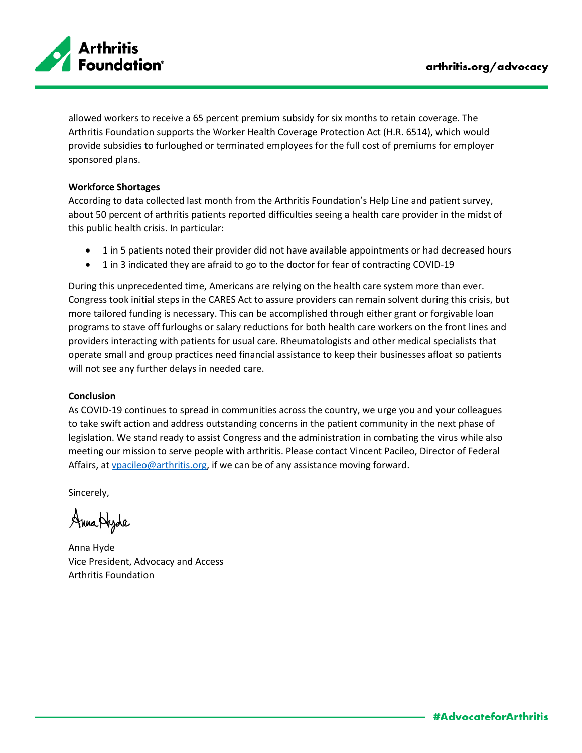allowed workers to receive a 65 percent premium subsidy for six months to retain coverage. The Arthritis Foundation supports the Worker Health Coverage Protection Act (H.R. 6514), which would provide subsidies to furloughed or terminated employees for the full cost of premiums for employer sponsored plans.

**Workforce Shortages**

According to data collected last month from the Arthritis Foundation's Help Line and patient survey, about 50 percent of arthritis patients reported difficulties seeing a health care provider in the midst of this public health crisis. In particular:

- 1 in 5 patients noted their provider did not have available appointments or had decreased hours
- 1 in 3 indicated they are afraid to go to the doctor for fear of contracting COVID-19

During this unprecedented time, Americans are relying on the health care system more than ever. Congress took initial steps in the CARES Act to assure providers can remain solvent during this crisis, but more tailored funding is necessary. This can be accomplished through either grant or forgivable loan programs to stave off furloughs or salary reductions for both health care workers on the front lines and providers interacting with patients for usual care. Rheumatologists and other medical specialists that operate small and group practices need financial assistance to keep their businesses afloat so patients will not see any further delays in needed care.

**Conclusion**

As COVID-19 continues to spread in communities across the country, we urge you and your colleagues to take swift action and address outstanding concerns in the patient community in the next phase of legislation. We stand ready to assist Congress and the administration in combating the virus while also meeting our mission to serve people with arthritis. Please contact Vincent Pacileo, Director of Federal Affairs, at vpacileo@arthritis.org, if we can be of any assistance moving forward.

Sincerely,

Anna Hyde
Vice President, Advocacy and Access
Arthritis Foundation